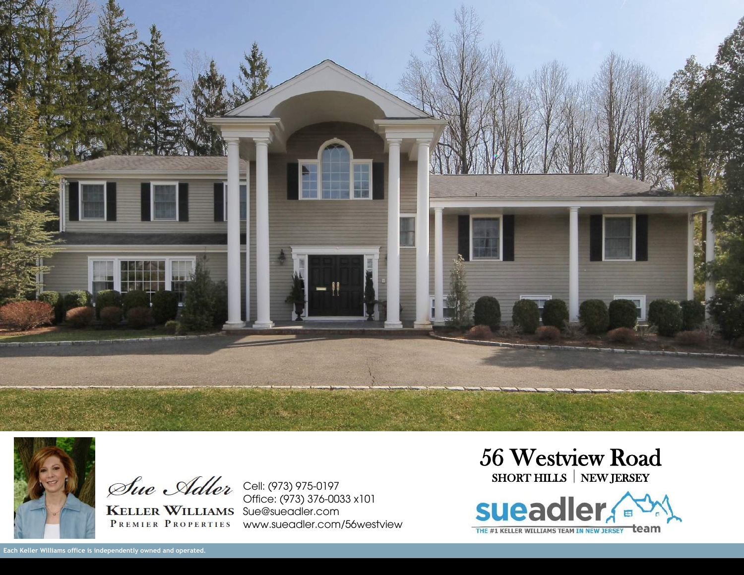# 56 Westview Road

**SHORT HILLS | NEW JERSEY**

Sue Adler

**KELLER WILLIAMS**
PREMIER PROPERTIES

Cell: (973) 975-0197
Office: (973) 376-0033 x101
Sue@sueadler.com
www.sueadler.com/56westview

sueadler team
THE #1 KELLER WILLIAMS TEAM IN NEW JERSEY

Each Keller Williams office is independently owned and operated.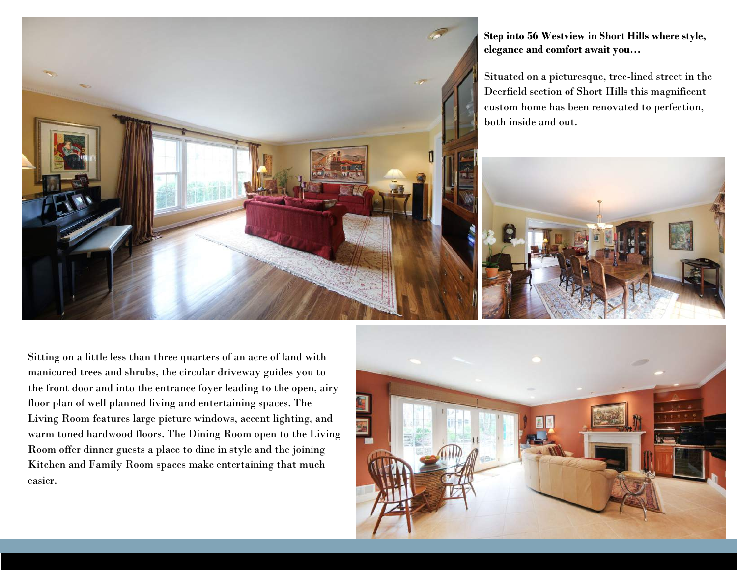**Step into 56 Westview in Short Hills where style, elegance and comfort await you…**

Situated on a picturesque, tree-lined street in the Deerfield section of Short Hills this magnificent custom home has been renovated to perfection, both inside and out.

Sitting on a little less than three quarters of an acre of land with manicured trees and shrubs, the circular driveway guides you to the front door and into the entrance foyer leading to the open, airy floor plan of well planned living and entertaining spaces. The Living Room features large picture windows, accent lighting, and warm toned hardwood floors. The Dining Room open to the Living Room offer dinner guests a place to dine in style and the joining Kitchen and Family Room spaces make entertaining that much easier.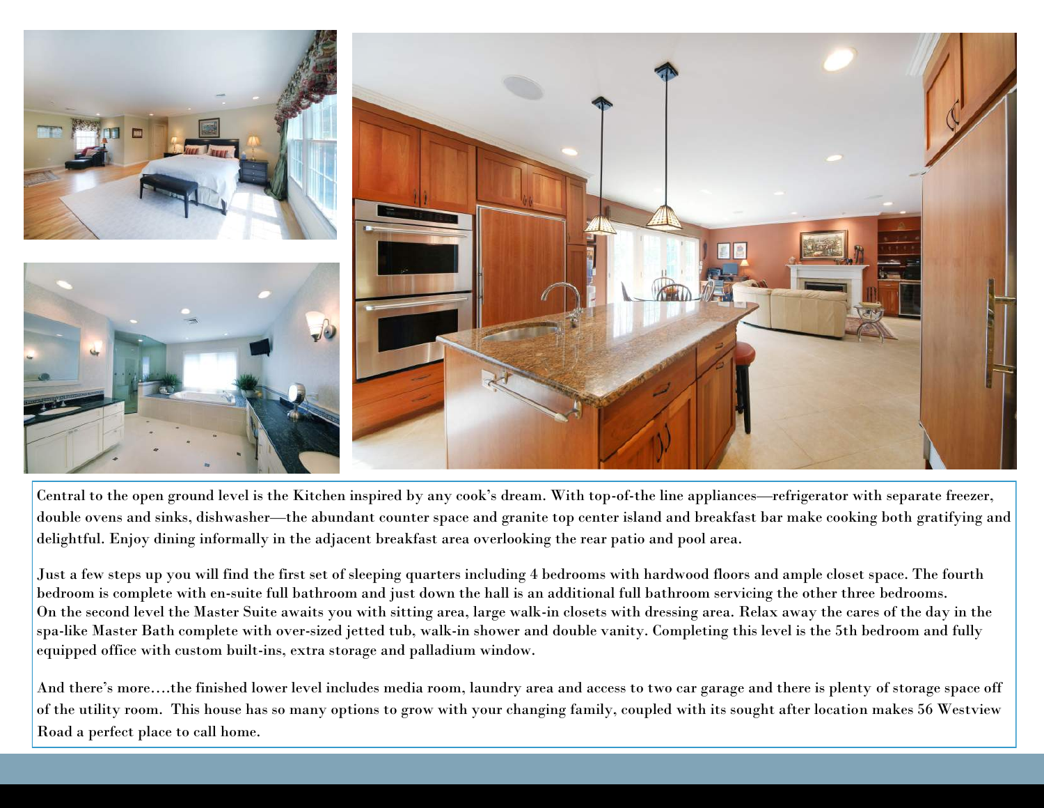Central to the open ground level is the Kitchen inspired by any cook's dream. With top-of-the line appliances—refrigerator with separate freezer, double ovens and sinks, dishwasher—the abundant counter space and granite top center island and breakfast bar make cooking both gratifying and delightful. Enjoy dining informally in the adjacent breakfast area overlooking the rear patio and pool area.

Just a few steps up you will find the first set of sleeping quarters including 4 bedrooms with hardwood floors and ample closet space. The fourth bedroom is complete with en-suite full bathroom and just down the hall is an additional full bathroom servicing the other three bedrooms. On the second level the Master Suite awaits you with sitting area, large walk-in closets with dressing area. Relax away the cares of the day in the spa-like Master Bath complete with over-sized jetted tub, walk-in shower and double vanity. Completing this level is the 5th bedroom and fully equipped office with custom built-ins, extra storage and palladium window.

And there's more….the finished lower level includes media room, laundry area and access to two car garage and there is plenty of storage space off of the utility room. This house has so many options to grow with your changing family, coupled with its sought after location makes 56 Westview Road a perfect place to call home.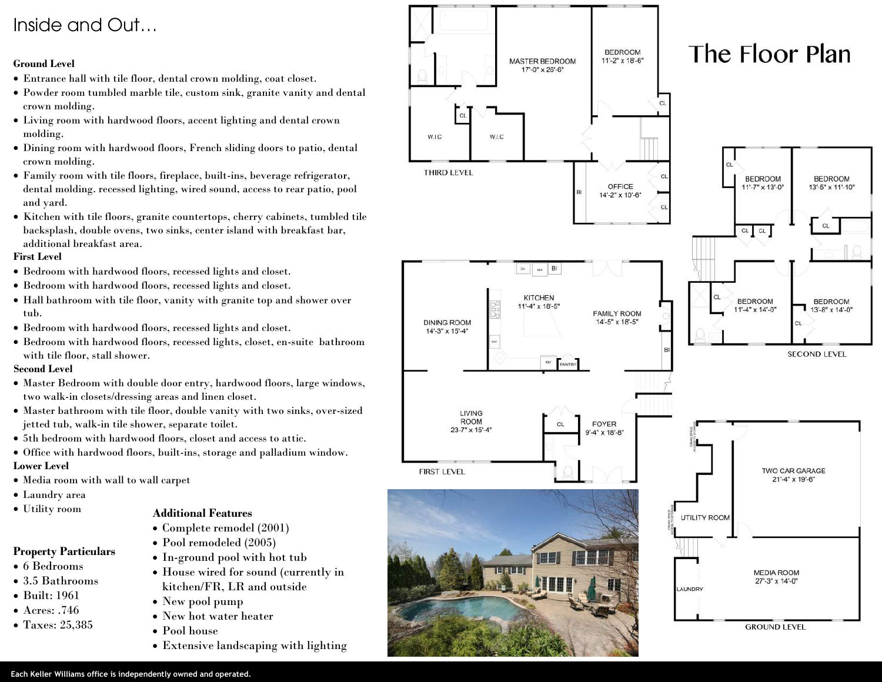# Inside and Out…

**Ground Level**

- Entrance hall with tile floor, dental crown molding, coat closet.
- Powder room tumbled marble tile, custom sink, granite vanity and dental crown molding.
- Living room with hardwood floors, accent lighting and dental crown molding.
- Dining room with hardwood floors, French sliding doors to patio, dental crown molding.
- Family room with tile floors, fireplace, built-ins, beverage refrigerator, dental molding. recessed lighting, wired sound, access to rear patio, pool and yard.
- Kitchen with tile floors, granite countertops, cherry cabinets, tumbled tile backsplash, double ovens, two sinks, center island with breakfast bar, additional breakfast area.

**First Level**

- Bedroom with hardwood floors, recessed lights and closet.
- Bedroom with hardwood floors, recessed lights and closet.
- Hall bathroom with tile floor, vanity with granite top and shower over tub.
- Bedroom with hardwood floors, recessed lights and closet.
- Bedroom with hardwood floors, recessed lights, closet, en-suite bathroom with tile floor, stall shower.

**Second Level**

- Master Bedroom with double door entry, hardwood floors, large windows, two walk-in closets/dressing areas and linen closet.
- Master bathroom with tile floor, double vanity with two sinks, over-sized jetted tub, walk-in tile shower, separate toilet.
- 5th bedroom with hardwood floors, closet and access to attic.
- Office with hardwood floors, built-ins, storage and palladium window.

**Lower Level**

- Media room with wall to wall carpet
- Laundry area
- Utility room

**Property Particulars**

- 6 Bedrooms
- 3.5 Bathrooms
- Built: 1961
- Acres: .746
- Taxes: 25,385

**Additional Features**

- Complete remodel (2001)
- Pool remodeled (2005)
- In-ground pool with hot tub
- House wired for sound (currently in kitchen/FR, LR and outside
- New pool pump
- New hot water heater
- Pool house
- Extensive landscaping with lighting

# The Floor Plan

THIRD LEVEL

MASTER BEDROOM 17'-0" x 26'-6"

BEDROOM 11'-2" x 18'-6"

OFFICE 14'-2" x 10'-6"

W.I.C

W.I.C

CL

BI

SECOND LEVEL

BEDROOM 11'-7" x 13'-0"

BEDROOM 13'-5" x 11'-10"

BEDROOM 11'-4" x 14'-0"

BEDROOM 13'-8" x 14'-0"

FIRST LEVEL

DINING ROOM 14'-3" x 15'-4"

KITCHEN 11'-4" x 18'-5"

FAMILY ROOM 14'-5" x 18'-5"

LIVING ROOM 23-7" x 15'-4"

FOYER 9'-4" x 18'-8"

PANTRY

REF

DW

BI

GROUND LEVEL

TWO CAR GARAGE 21'-4" x 19'-6"

UTILITY ROOM

MEDIA ROOM 27'-3" x 14'-0"

LAUNDRY

CRAWL SPACE ACCESS TO STORAGE

Each Keller Williams office is independently owned and operated.